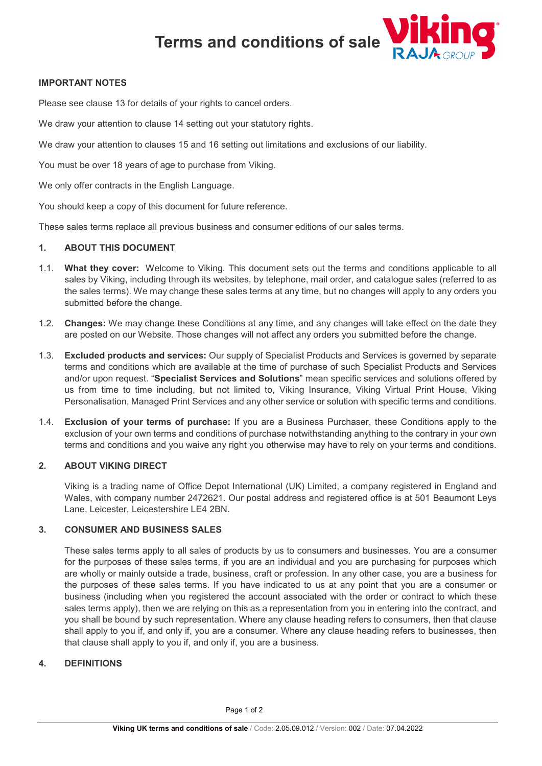# Terms and conditions of sale

## IMPORTANT NOTES

Please see clause 13 for details of your rights to cancel orders.

We draw your attention to clause 14 setting out your statutory rights.

We draw your attention to clauses 15 and 16 setting out limitations and exclusions of our liability.

You must be over 18 years of age to purchase from Viking.

We only offer contracts in the English Language.

You should keep a copy of this document for future reference.

These sales terms replace all previous business and consumer editions of our sales terms.

## 1. ABOUT THIS DOCUMENT

1.1. **What they cover:** Welcome to Viking. This document sets out the terms and conditions applicable to all sales by Viking, including through its websites, by telephone, mail order, and catalogue sales (referred to as the sales terms). We may change these sales terms at any time, but no changes will apply to any orders you submitted before the change.

1.2. **Changes:** We may change these Conditions at any time, and any changes will take effect on the date they are posted on our Website. Those changes will not affect any orders you submitted before the change.

1.3. **Excluded products and services:** Our supply of Specialist Products and Services is governed by separate terms and conditions which are available at the time of purchase of such Specialist Products and Services and/or upon request. "**Specialist Services and Solutions**" mean specific services and solutions offered by us from time to time including, but not limited to, Viking Insurance, Viking Virtual Print House, Viking Personalisation, Managed Print Services and any other service or solution with specific terms and conditions.

1.4. **Exclusion of your terms of purchase:** If you are a Business Purchaser, these Conditions apply to the exclusion of your own terms and conditions of purchase notwithstanding anything to the contrary in your own terms and conditions and you waive any right you otherwise may have to rely on your terms and conditions.

## 2. ABOUT VIKING DIRECT

Viking is a trading name of Office Depot International (UK) Limited, a company registered in England and Wales, with company number 2472621. Our postal address and registered office is at 501 Beaumont Leys Lane, Leicester, Leicestershire LE4 2BN.

## 3. CONSUMER AND BUSINESS SALES

These sales terms apply to all sales of products by us to consumers and businesses. You are a consumer for the purposes of these sales terms, if you are an individual and you are purchasing for purposes which are wholly or mainly outside a trade, business, craft or profession. In any other case, you are a business for the purposes of these sales terms. If you have indicated to us at any point that you are a consumer or business (including when you registered the account associated with the order or contract to which these sales terms apply), then we are relying on this as a representation from you in entering into the contract, and you shall be bound by such representation. Where any clause heading refers to consumers, then that clause shall apply to you if, and only if, you are a consumer. Where any clause heading refers to businesses, then that clause shall apply to you if, and only if, you are a business.

## 4. DEFINITIONS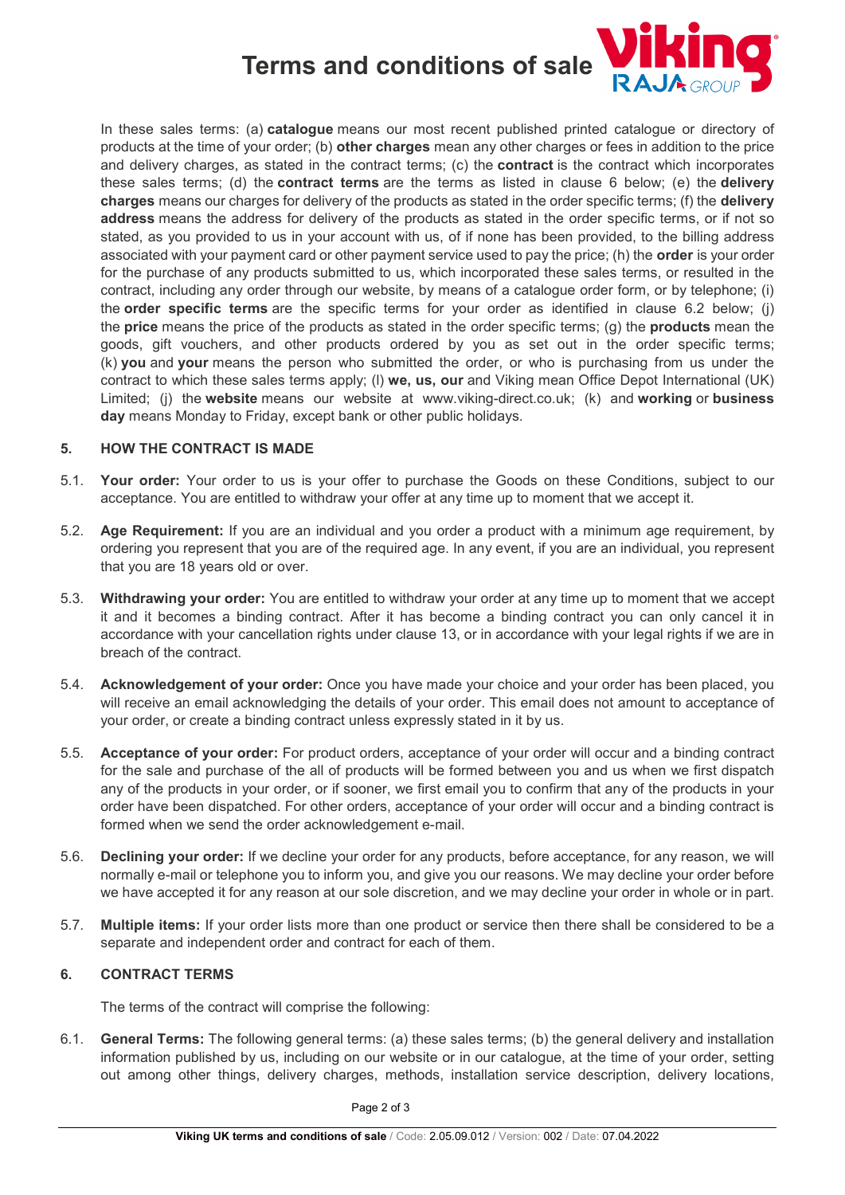In these sales terms: (a) **catalogue** means our most recent published printed catalogue or directory of products at the time of your order; (b) **other charges** mean any other charges or fees in addition to the price and delivery charges, as stated in the contract terms; (c) the **contract** is the contract which incorporates these sales terms; (d) the **contract terms** are the terms as listed in clause 6 below; (e) the **delivery charges** means our charges for delivery of the products as stated in the order specific terms; (f) the **delivery address** means the address for delivery of the products as stated in the order specific terms, or if not so stated, as you provided to us in your account with us, of if none has been provided, to the billing address associated with your payment card or other payment service used to pay the price; (h) the **order** is your order for the purchase of any products submitted to us, which incorporated these sales terms, or resulted in the contract, including any order through our website, by means of a catalogue order form, or by telephone; (i) the **order specific terms** are the specific terms for your order as identified in clause 6.2 below; (j) the **price** means the price of the products as stated in the order specific terms; (g) the **products** mean the goods, gift vouchers, and other products ordered by you as set out in the order specific terms; (k) **you** and **your** means the person who submitted the order, or who is purchasing from us under the contract to which these sales terms apply; (l) **we, us, our** and Viking mean Office Depot International (UK) Limited; (j) the **website** means our website at www.viking-direct.co.uk; (k) and **working** or **business day** means Monday to Friday, except bank or other public holidays.

## 5. HOW THE CONTRACT IS MADE

5.1. **Your order:** Your order to us is your offer to purchase the Goods on these Conditions, subject to our acceptance. You are entitled to withdraw your offer at any time up to moment that we accept it.

5.2. **Age Requirement:** If you are an individual and you order a product with a minimum age requirement, by ordering you represent that you are of the required age. In any event, if you are an individual, you represent that you are 18 years old or over.

5.3. **Withdrawing your order:** You are entitled to withdraw your order at any time up to moment that we accept it and it becomes a binding contract. After it has become a binding contract you can only cancel it in accordance with your cancellation rights under clause 13, or in accordance with your legal rights if we are in breach of the contract.

5.4. **Acknowledgement of your order:** Once you have made your choice and your order has been placed, you will receive an email acknowledging the details of your order. This email does not amount to acceptance of your order, or create a binding contract unless expressly stated in it by us.

5.5. **Acceptance of your order:** For product orders, acceptance of your order will occur and a binding contract for the sale and purchase of the all of products will be formed between you and us when we first dispatch any of the products in your order, or if sooner, we first email you to confirm that any of the products in your order have been dispatched. For other orders, acceptance of your order will occur and a binding contract is formed when we send the order acknowledgement e-mail.

5.6. **Declining your order:** If we decline your order for any products, before acceptance, for any reason, we will normally e-mail or telephone you to inform you, and give you our reasons. We may decline your order before we have accepted it for any reason at our sole discretion, and we may decline your order in whole or in part.

5.7. **Multiple items:** If your order lists more than one product or service then there shall be considered to be a separate and independent order and contract for each of them.

## 6. CONTRACT TERMS

The terms of the contract will comprise the following:

6.1. **General Terms:** The following general terms: (a) these sales terms; (b) the general delivery and installation information published by us, including on our website or in our catalogue, at the time of your order, setting out among other things, delivery charges, methods, installation service description, delivery locations,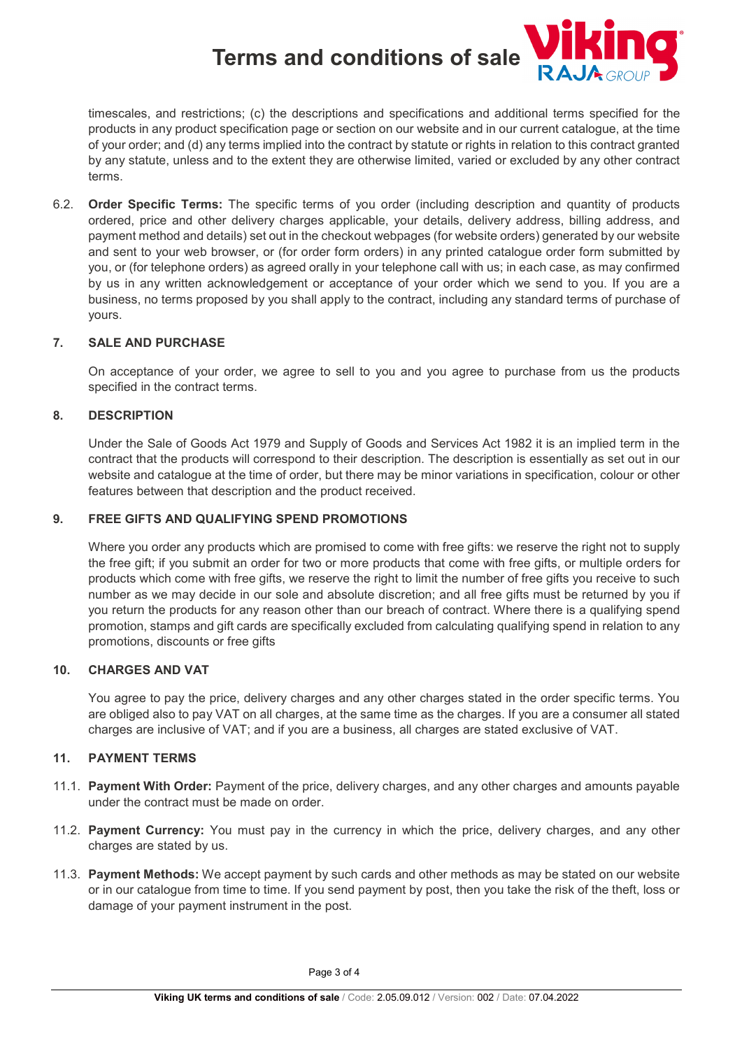timescales, and restrictions; (c) the descriptions and specifications and additional terms specified for the products in any product specification page or section on our website and in our current catalogue, at the time of your order; and (d) any terms implied into the contract by statute or rights in relation to this contract granted by any statute, unless and to the extent they are otherwise limited, varied or excluded by any other contract terms.

6.2. **Order Specific Terms:** The specific terms of you order (including description and quantity of products ordered, price and other delivery charges applicable, your details, delivery address, billing address, and payment method and details) set out in the checkout webpages (for website orders) generated by our website and sent to your web browser, or (for order form orders) in any printed catalogue order form submitted by you, or (for telephone orders) as agreed orally in your telephone call with us; in each case, as may confirmed by us in any written acknowledgement or acceptance of your order which we send to you. If you are a business, no terms proposed by you shall apply to the contract, including any standard terms of purchase of yours.

## 7. SALE AND PURCHASE

On acceptance of your order, we agree to sell to you and you agree to purchase from us the products specified in the contract terms.

## 8. DESCRIPTION

Under the Sale of Goods Act 1979 and Supply of Goods and Services Act 1982 it is an implied term in the contract that the products will correspond to their description. The description is essentially as set out in our website and catalogue at the time of order, but there may be minor variations in specification, colour or other features between that description and the product received.

## 9. FREE GIFTS AND QUALIFYING SPEND PROMOTIONS

Where you order any products which are promised to come with free gifts: we reserve the right not to supply the free gift; if you submit an order for two or more products that come with free gifts, or multiple orders for products which come with free gifts, we reserve the right to limit the number of free gifts you receive to such number as we may decide in our sole and absolute discretion; and all free gifts must be returned by you if you return the products for any reason other than our breach of contract. Where there is a qualifying spend promotion, stamps and gift cards are specifically excluded from calculating qualifying spend in relation to any promotions, discounts or free gifts

## 10. CHARGES AND VAT

You agree to pay the price, delivery charges and any other charges stated in the order specific terms. You are obliged also to pay VAT on all charges, at the same time as the charges. If you are a consumer all stated charges are inclusive of VAT; and if you are a business, all charges are stated exclusive of VAT.

## 11. PAYMENT TERMS

11.1. **Payment With Order:** Payment of the price, delivery charges, and any other charges and amounts payable under the contract must be made on order.

11.2. **Payment Currency:** You must pay in the currency in which the price, delivery charges, and any other charges are stated by us.

11.3. **Payment Methods:** We accept payment by such cards and other methods as may be stated on our website or in our catalogue from time to time. If you send payment by post, then you take the risk of the theft, loss or damage of your payment instrument in the post.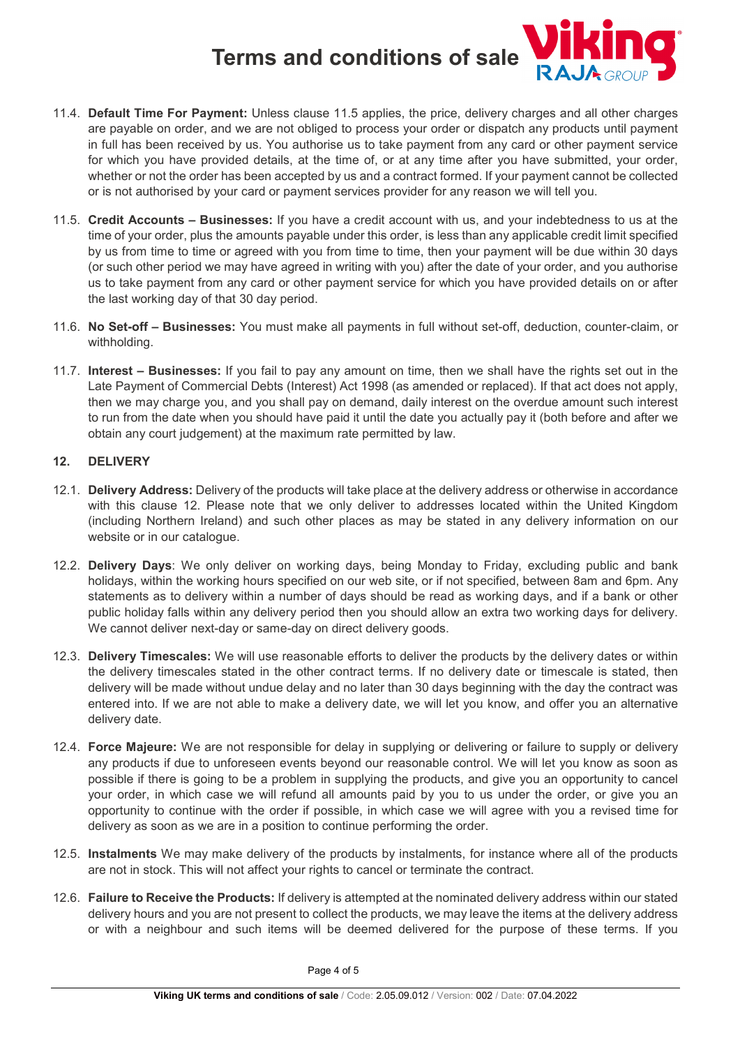11.4. **Default Time For Payment:** Unless clause 11.5 applies, the price, delivery charges and all other charges are payable on order, and we are not obliged to process your order or dispatch any products until payment in full has been received by us. You authorise us to take payment from any card or other payment service for which you have provided details, at the time of, or at any time after you have submitted, your order, whether or not the order has been accepted by us and a contract formed. If your payment cannot be collected or is not authorised by your card or payment services provider for any reason we will tell you.

11.5. **Credit Accounts – Businesses:** If you have a credit account with us, and your indebtedness to us at the time of your order, plus the amounts payable under this order, is less than any applicable credit limit specified by us from time to time or agreed with you from time to time, then your payment will be due within 30 days (or such other period we may have agreed in writing with you) after the date of your order, and you authorise us to take payment from any card or other payment service for which you have provided details on or after the last working day of that 30 day period.

11.6. **No Set-off – Businesses:** You must make all payments in full without set-off, deduction, counter-claim, or withholding.

11.7. **Interest – Businesses:** If you fail to pay any amount on time, then we shall have the rights set out in the Late Payment of Commercial Debts (Interest) Act 1998 (as amended or replaced). If that act does not apply, then we may charge you, and you shall pay on demand, daily interest on the overdue amount such interest to run from the date when you should have paid it until the date you actually pay it (both before and after we obtain any court judgement) at the maximum rate permitted by law.

## 12. DELIVERY

12.1. **Delivery Address:** Delivery of the products will take place at the delivery address or otherwise in accordance with this clause 12. Please note that we only deliver to addresses located within the United Kingdom (including Northern Ireland) and such other places as may be stated in any delivery information on our website or in our catalogue.

12.2. **Delivery Days**: We only deliver on working days, being Monday to Friday, excluding public and bank holidays, within the working hours specified on our web site, or if not specified, between 8am and 6pm. Any statements as to delivery within a number of days should be read as working days, and if a bank or other public holiday falls within any delivery period then you should allow an extra two working days for delivery. We cannot deliver next-day or same-day on direct delivery goods.

12.3. **Delivery Timescales:** We will use reasonable efforts to deliver the products by the delivery dates or within the delivery timescales stated in the other contract terms. If no delivery date or timescale is stated, then delivery will be made without undue delay and no later than 30 days beginning with the day the contract was entered into. If we are not able to make a delivery date, we will let you know, and offer you an alternative delivery date.

12.4. **Force Majeure:** We are not responsible for delay in supplying or delivering or failure to supply or delivery any products if due to unforeseen events beyond our reasonable control. We will let you know as soon as possible if there is going to be a problem in supplying the products, and give you an opportunity to cancel your order, in which case we will refund all amounts paid by you to us under the order, or give you an opportunity to continue with the order if possible, in which case we will agree with you a revised time for delivery as soon as we are in a position to continue performing the order.

12.5. **Instalments** We may make delivery of the products by instalments, for instance where all of the products are not in stock. This will not affect your rights to cancel or terminate the contract.

12.6. **Failure to Receive the Products:** If delivery is attempted at the nominated delivery address within our stated delivery hours and you are not present to collect the products, we may leave the items at the delivery address or with a neighbour and such items will be deemed delivered for the purpose of these terms. If you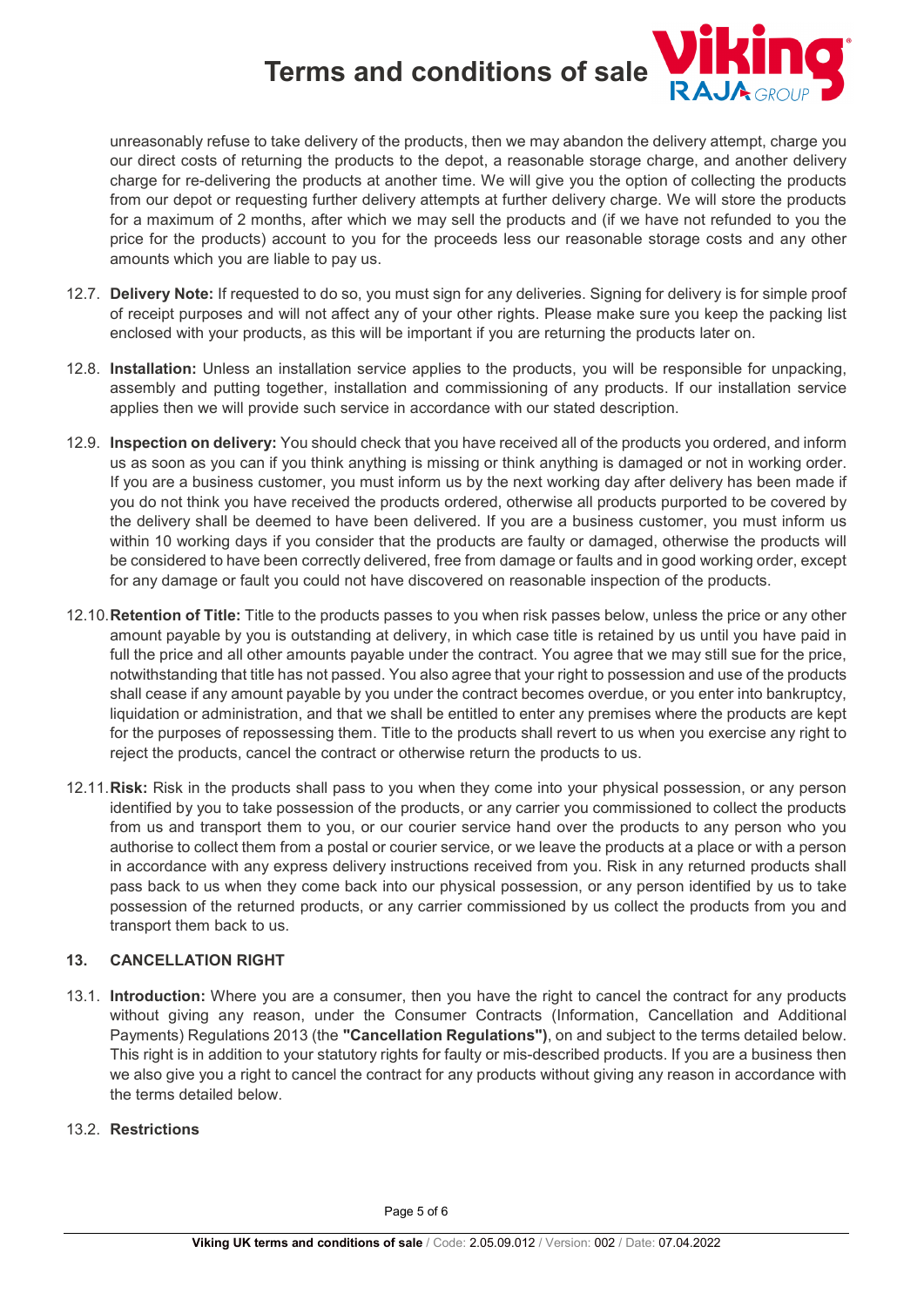unreasonably refuse to take delivery of the products, then we may abandon the delivery attempt, charge you our direct costs of returning the products to the depot, a reasonable storage charge, and another delivery charge for re-delivering the products at another time. We will give you the option of collecting the products from our depot or requesting further delivery attempts at further delivery charge. We will store the products for a maximum of 2 months, after which we may sell the products and (if we have not refunded to you the price for the products) account to you for the proceeds less our reasonable storage costs and any other amounts which you are liable to pay us.

12.7. **Delivery Note:** If requested to do so, you must sign for any deliveries. Signing for delivery is for simple proof of receipt purposes and will not affect any of your other rights. Please make sure you keep the packing list enclosed with your products, as this will be important if you are returning the products later on.

12.8. **Installation:** Unless an installation service applies to the products, you will be responsible for unpacking, assembly and putting together, installation and commissioning of any products. If our installation service applies then we will provide such service in accordance with our stated description.

12.9. **Inspection on delivery:** You should check that you have received all of the products you ordered, and inform us as soon as you can if you think anything is missing or think anything is damaged or not in working order. If you are a business customer, you must inform us by the next working day after delivery has been made if you do not think you have received the products ordered, otherwise all products purported to be covered by the delivery shall be deemed to have been delivered. If you are a business customer, you must inform us within 10 working days if you consider that the products are faulty or damaged, otherwise the products will be considered to have been correctly delivered, free from damage or faults and in good working order, except for any damage or fault you could not have discovered on reasonable inspection of the products.

12.10. **Retention of Title:** Title to the products passes to you when risk passes below, unless the price or any other amount payable by you is outstanding at delivery, in which case title is retained by us until you have paid in full the price and all other amounts payable under the contract. You agree that we may still sue for the price, notwithstanding that title has not passed. You also agree that your right to possession and use of the products shall cease if any amount payable by you under the contract becomes overdue, or you enter into bankruptcy, liquidation or administration, and that we shall be entitled to enter any premises where the products are kept for the purposes of repossessing them. Title to the products shall revert to us when you exercise any right to reject the products, cancel the contract or otherwise return the products to us.

12.11. **Risk:** Risk in the products shall pass to you when they come into your physical possession, or any person identified by you to take possession of the products, or any carrier you commissioned to collect the products from us and transport them to you, or our courier service hand over the products to any person who you authorise to collect them from a postal or courier service, or we leave the products at a place or with a person in accordance with any express delivery instructions received from you. Risk in any returned products shall pass back to us when they come back into our physical possession, or any person identified by us to take possession of the returned products, or any carrier commissioned by us collect the products from you and transport them back to us.

## 13. CANCELLATION RIGHT

13.1. **Introduction:** Where you are a consumer, then you have the right to cancel the contract for any products without giving any reason, under the Consumer Contracts (Information, Cancellation and Additional Payments) Regulations 2013 (the **"Cancellation Regulations")**, on and subject to the terms detailed below. This right is in addition to your statutory rights for faulty or mis-described products. If you are a business then we also give you a right to cancel the contract for any products without giving any reason in accordance with the terms detailed below.

13.2. **Restrictions**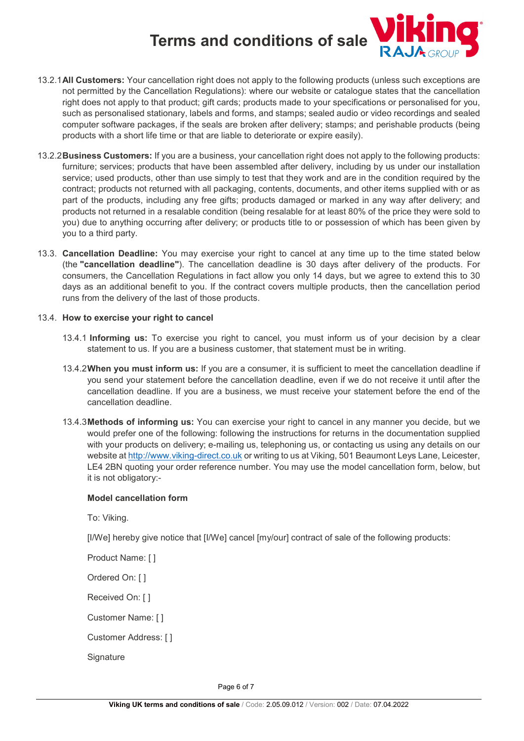13.2.1 **All Customers:** Your cancellation right does not apply to the following products (unless such exceptions are not permitted by the Cancellation Regulations): where our website or catalogue states that the cancellation right does not apply to that product; gift cards; products made to your specifications or personalised for you, such as personalised stationary, labels and forms, and stamps; sealed audio or video recordings and sealed computer software packages, if the seals are broken after delivery; stamps; and perishable products (being products with a short life time or that are liable to deteriorate or expire easily).

13.2.2 **Business Customers:** If you are a business, your cancellation right does not apply to the following products: furniture; services; products that have been assembled after delivery, including by us under our installation service; used products, other than use simply to test that they work and are in the condition required by the contract; products not returned with all packaging, contents, documents, and other items supplied with or as part of the products, including any free gifts; products damaged or marked in any way after delivery; and products not returned in a resalable condition (being resalable for at least 80% of the price they were sold to you) due to anything occurring after delivery; or products title to or possession of which has been given by you to a third party.

13.3. **Cancellation Deadline:** You may exercise your right to cancel at any time up to the time stated below (the **"cancellation deadline"**). The cancellation deadline is 30 days after delivery of the products. For consumers, the Cancellation Regulations in fact allow you only 14 days, but we agree to extend this to 30 days as an additional benefit to you. If the contract covers multiple products, then the cancellation period runs from the delivery of the last of those products.

13.4. **How to exercise your right to cancel**

13.4.1 **Informing us:** To exercise you right to cancel, you must inform us of your decision by a clear statement to us. If you are a business customer, that statement must be in writing.

13.4.2 **When you must inform us:** If you are a consumer, it is sufficient to meet the cancellation deadline if you send your statement before the cancellation deadline, even if we do not receive it until after the cancellation deadline. If you are a business, we must receive your statement before the end of the cancellation deadline.

13.4.3 **Methods of informing us:** You can exercise your right to cancel in any manner you decide, but we would prefer one of the following: following the instructions for returns in the documentation supplied with your products on delivery; e-mailing us, telephoning us, or contacting us using any details on our website at http://www.viking-direct.co.uk or writing to us at Viking, 501 Beaumont Leys Lane, Leicester, LE4 2BN quoting your order reference number. You may use the model cancellation form, below, but it is not obligatory:-

**Model cancellation form**

To: Viking.

[I/We] hereby give notice that [I/We] cancel [my/our] contract of sale of the following products:

Product Name: [ ]

Ordered On: [ ]

Received On: [ ]

Customer Name: [ ]

Customer Address: [ ]

Signature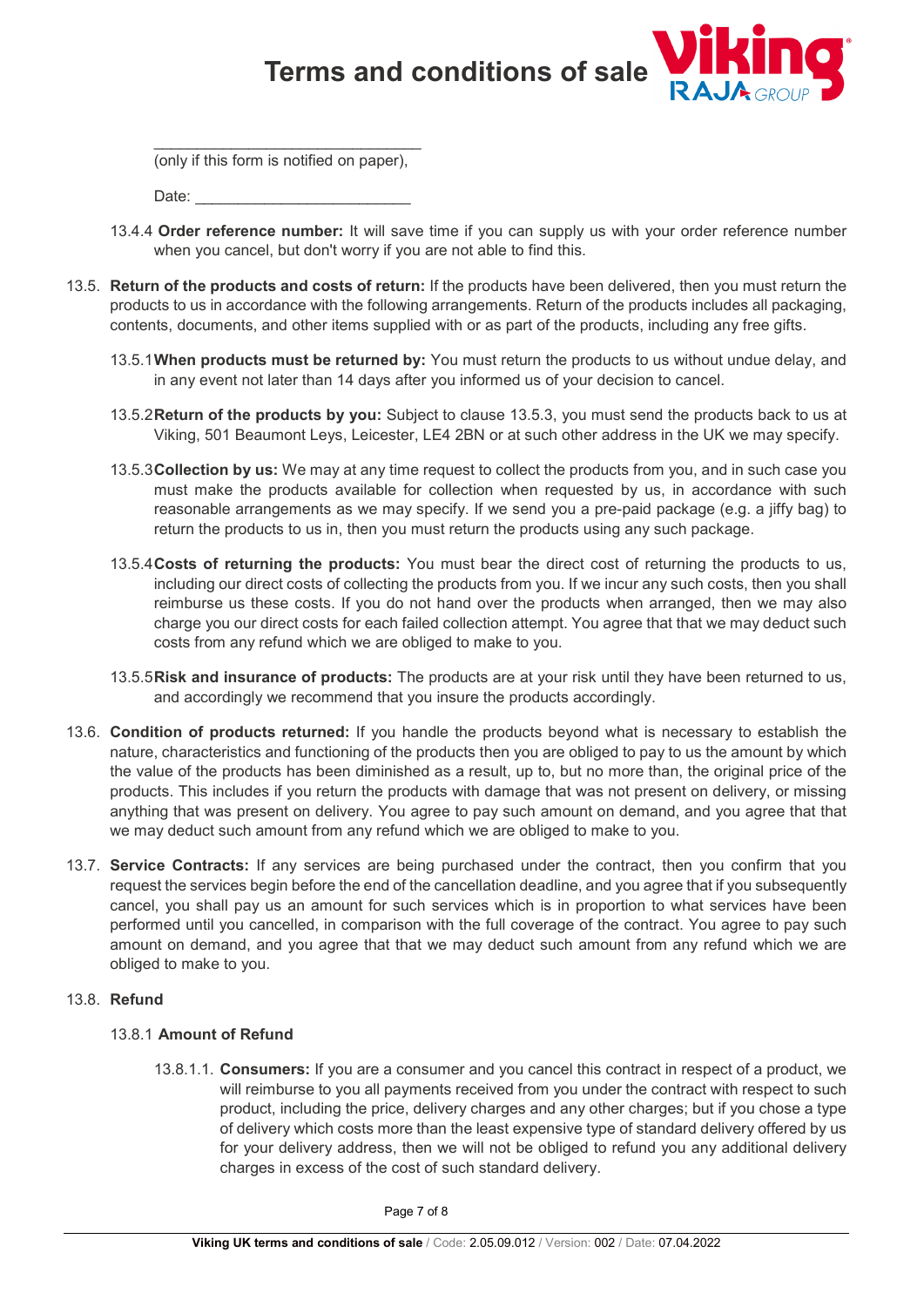_______________________________
(only if this form is notified on paper),

Date: _________________________

13.4.4 **Order reference number:** It will save time if you can supply us with your order reference number when you cancel, but don't worry if you are not able to find this.

13.5. **Return of the products and costs of return:** If the products have been delivered, then you must return the products to us in accordance with the following arrangements. Return of the products includes all packaging, contents, documents, and other items supplied with or as part of the products, including any free gifts.

13.5.1 **When products must be returned by:** You must return the products to us without undue delay, and in any event not later than 14 days after you informed us of your decision to cancel.

13.5.2 **Return of the products by you:** Subject to clause 13.5.3, you must send the products back to us at Viking, 501 Beaumont Leys, Leicester, LE4 2BN or at such other address in the UK we may specify.

13.5.3 **Collection by us:** We may at any time request to collect the products from you, and in such case you must make the products available for collection when requested by us, in accordance with such reasonable arrangements as we may specify. If we send you a pre-paid package (e.g. a jiffy bag) to return the products to us in, then you must return the products using any such package.

13.5.4 **Costs of returning the products:** You must bear the direct cost of returning the products to us, including our direct costs of collecting the products from you. If we incur any such costs, then you shall reimburse us these costs. If you do not hand over the products when arranged, then we may also charge you our direct costs for each failed collection attempt. You agree that that we may deduct such costs from any refund which we are obliged to make to you.

13.5.5 **Risk and insurance of products:** The products are at your risk until they have been returned to us, and accordingly we recommend that you insure the products accordingly.

13.6. **Condition of products returned:** If you handle the products beyond what is necessary to establish the nature, characteristics and functioning of the products then you are obliged to pay to us the amount by which the value of the products has been diminished as a result, up to, but no more than, the original price of the products. This includes if you return the products with damage that was not present on delivery, or missing anything that was present on delivery. You agree to pay such amount on demand, and you agree that that we may deduct such amount from any refund which we are obliged to make to you.

13.7. **Service Contracts:** If any services are being purchased under the contract, then you confirm that you request the services begin before the end of the cancellation deadline, and you agree that if you subsequently cancel, you shall pay us an amount for such services which is in proportion to what services have been performed until you cancelled, in comparison with the full coverage of the contract. You agree to pay such amount on demand, and you agree that that we may deduct such amount from any refund which we are obliged to make to you.

13.8. **Refund**

13.8.1 **Amount of Refund**

13.8.1.1. **Consumers:** If you are a consumer and you cancel this contract in respect of a product, we will reimburse to you all payments received from you under the contract with respect to such product, including the price, delivery charges and any other charges; but if you chose a type of delivery which costs more than the least expensive type of standard delivery offered by us for your delivery address, then we will not be obliged to refund you any additional delivery charges in excess of the cost of such standard delivery.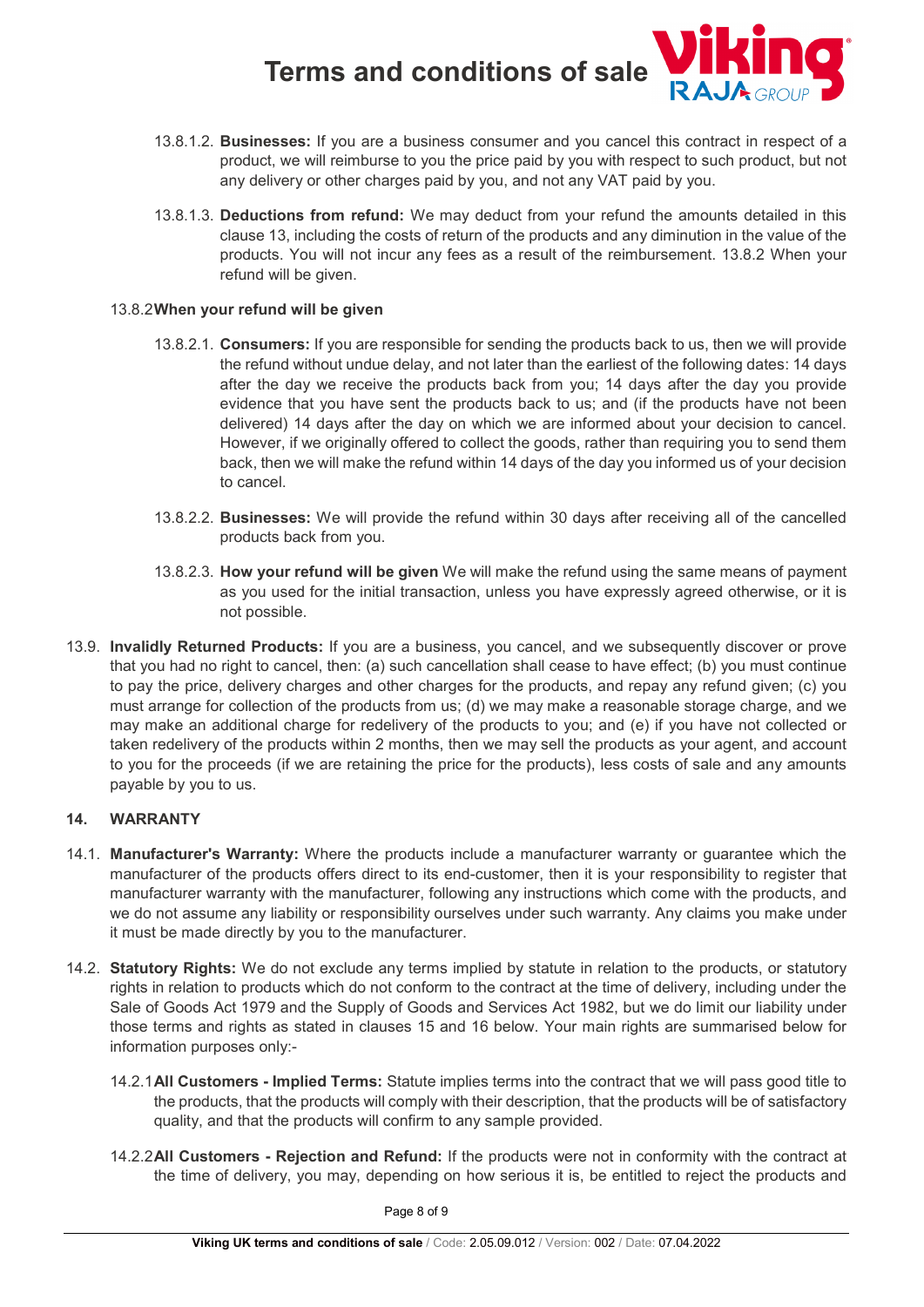13.8.1.2. **Businesses:** If you are a business consumer and you cancel this contract in respect of a product, we will reimburse to you the price paid by you with respect to such product, but not any delivery or other charges paid by you, and not any VAT paid by you.

13.8.1.3. **Deductions from refund:** We may deduct from your refund the amounts detailed in this clause 13, including the costs of return of the products and any diminution in the value of the products. You will not incur any fees as a result of the reimbursement. 13.8.2 When your refund will be given.

13.8.2 **When your refund will be given**

13.8.2.1. **Consumers:** If you are responsible for sending the products back to us, then we will provide the refund without undue delay, and not later than the earliest of the following dates: 14 days after the day we receive the products back from you; 14 days after the day you provide evidence that you have sent the products back to us; and (if the products have not been delivered) 14 days after the day on which we are informed about your decision to cancel. However, if we originally offered to collect the goods, rather than requiring you to send them back, then we will make the refund within 14 days of the day you informed us of your decision to cancel.

13.8.2.2. **Businesses:** We will provide the refund within 30 days after receiving all of the cancelled products back from you.

13.8.2.3. **How your refund will be given** We will make the refund using the same means of payment as you used for the initial transaction, unless you have expressly agreed otherwise, or it is not possible.

13.9. **Invalidly Returned Products:** If you are a business, you cancel, and we subsequently discover or prove that you had no right to cancel, then: (a) such cancellation shall cease to have effect; (b) you must continue to pay the price, delivery charges and other charges for the products, and repay any refund given; (c) you must arrange for collection of the products from us; (d) we may make a reasonable storage charge, and we may make an additional charge for redelivery of the products to you; and (e) if you have not collected or taken redelivery of the products within 2 months, then we may sell the products as your agent, and account to you for the proceeds (if we are retaining the price for the products), less costs of sale and any amounts payable by you to us.

## 14. WARRANTY

14.1. **Manufacturer's Warranty:** Where the products include a manufacturer warranty or guarantee which the manufacturer of the products offers direct to its end-customer, then it is your responsibility to register that manufacturer warranty with the manufacturer, following any instructions which come with the products, and we do not assume any liability or responsibility ourselves under such warranty. Any claims you make under it must be made directly by you to the manufacturer.

14.2. **Statutory Rights:** We do not exclude any terms implied by statute in relation to the products, or statutory rights in relation to products which do not conform to the contract at the time of delivery, including under the Sale of Goods Act 1979 and the Supply of Goods and Services Act 1982, but we do limit our liability under those terms and rights as stated in clauses 15 and 16 below. Your main rights are summarised below for information purposes only:-

14.2.1 **All Customers - Implied Terms:** Statute implies terms into the contract that we will pass good title to the products, that the products will comply with their description, that the products will be of satisfactory quality, and that the products will confirm to any sample provided.

14.2.2 **All Customers - Rejection and Refund:** If the products were not in conformity with the contract at the time of delivery, you may, depending on how serious it is, be entitled to reject the products and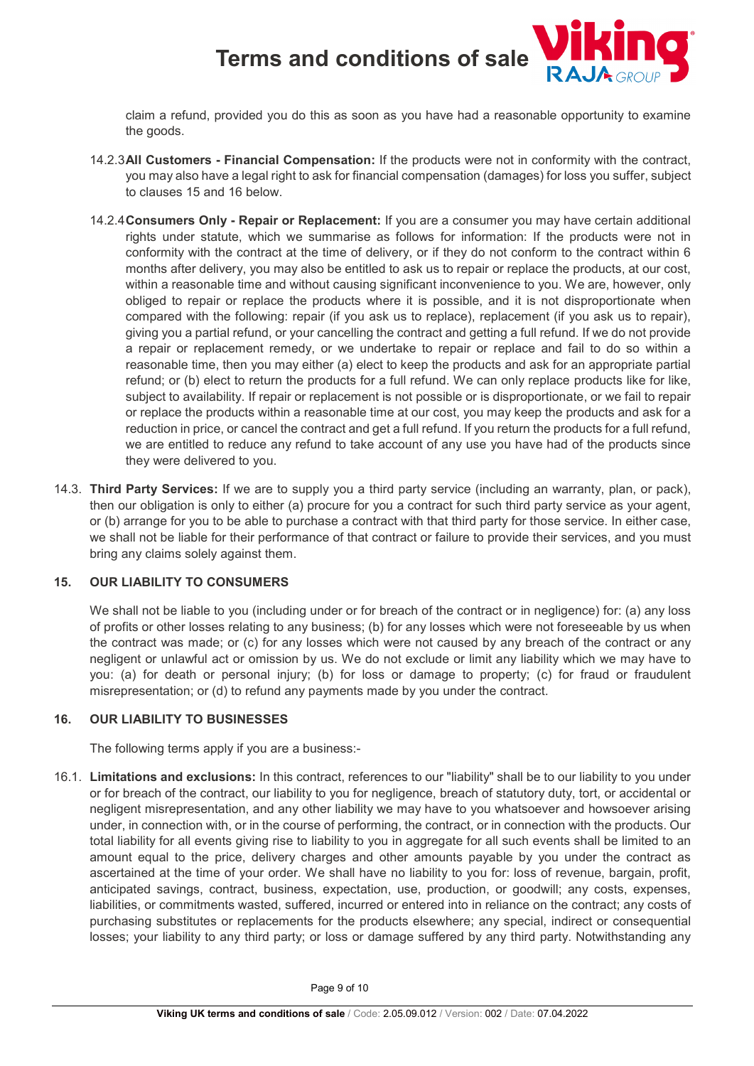claim a refund, provided you do this as soon as you have had a reasonable opportunity to examine the goods.

14.2.3 **All Customers - Financial Compensation:** If the products were not in conformity with the contract, you may also have a legal right to ask for financial compensation (damages) for loss you suffer, subject to clauses 15 and 16 below.

14.2.4 **Consumers Only - Repair or Replacement:** If you are a consumer you may have certain additional rights under statute, which we summarise as follows for information: If the products were not in conformity with the contract at the time of delivery, or if they do not conform to the contract within 6 months after delivery, you may also be entitled to ask us to repair or replace the products, at our cost, within a reasonable time and without causing significant inconvenience to you. We are, however, only obliged to repair or replace the products where it is possible, and it is not disproportionate when compared with the following: repair (if you ask us to replace), replacement (if you ask us to repair), giving you a partial refund, or your cancelling the contract and getting a full refund. If we do not provide a repair or replacement remedy, or we undertake to repair or replace and fail to do so within a reasonable time, then you may either (a) elect to keep the products and ask for an appropriate partial refund; or (b) elect to return the products for a full refund. We can only replace products like for like, subject to availability. If repair or replacement is not possible or is disproportionate, or we fail to repair or replace the products within a reasonable time at our cost, you may keep the products and ask for a reduction in price, or cancel the contract and get a full refund. If you return the products for a full refund, we are entitled to reduce any refund to take account of any use you have had of the products since they were delivered to you.

14.3. **Third Party Services:** If we are to supply you a third party service (including an warranty, plan, or pack), then our obligation is only to either (a) procure for you a contract for such third party service as your agent, or (b) arrange for you to be able to purchase a contract with that third party for those service. In either case, we shall not be liable for their performance of that contract or failure to provide their services, and you must bring any claims solely against them.

## 15. OUR LIABILITY TO CONSUMERS

We shall not be liable to you (including under or for breach of the contract or in negligence) for: (a) any loss of profits or other losses relating to any business; (b) for any losses which were not foreseeable by us when the contract was made; or (c) for any losses which were not caused by any breach of the contract or any negligent or unlawful act or omission by us. We do not exclude or limit any liability which we may have to you: (a) for death or personal injury; (b) for loss or damage to property; (c) for fraud or fraudulent misrepresentation; or (d) to refund any payments made by you under the contract.

## 16. OUR LIABILITY TO BUSINESSES

The following terms apply if you are a business:-

16.1. **Limitations and exclusions:** In this contract, references to our "liability" shall be to our liability to you under or for breach of the contract, our liability to you for negligence, breach of statutory duty, tort, or accidental or negligent misrepresentation, and any other liability we may have to you whatsoever and howsoever arising under, in connection with, or in the course of performing, the contract, or in connection with the products. Our total liability for all events giving rise to liability to you in aggregate for all such events shall be limited to an amount equal to the price, delivery charges and other amounts payable by you under the contract as ascertained at the time of your order. We shall have no liability to you for: loss of revenue, bargain, profit, anticipated savings, contract, business, expectation, use, production, or goodwill; any costs, expenses, liabilities, or commitments wasted, suffered, incurred or entered into in reliance on the contract; any costs of purchasing substitutes or replacements for the products elsewhere; any special, indirect or consequential losses; your liability to any third party; or loss or damage suffered by any third party. Notwithstanding any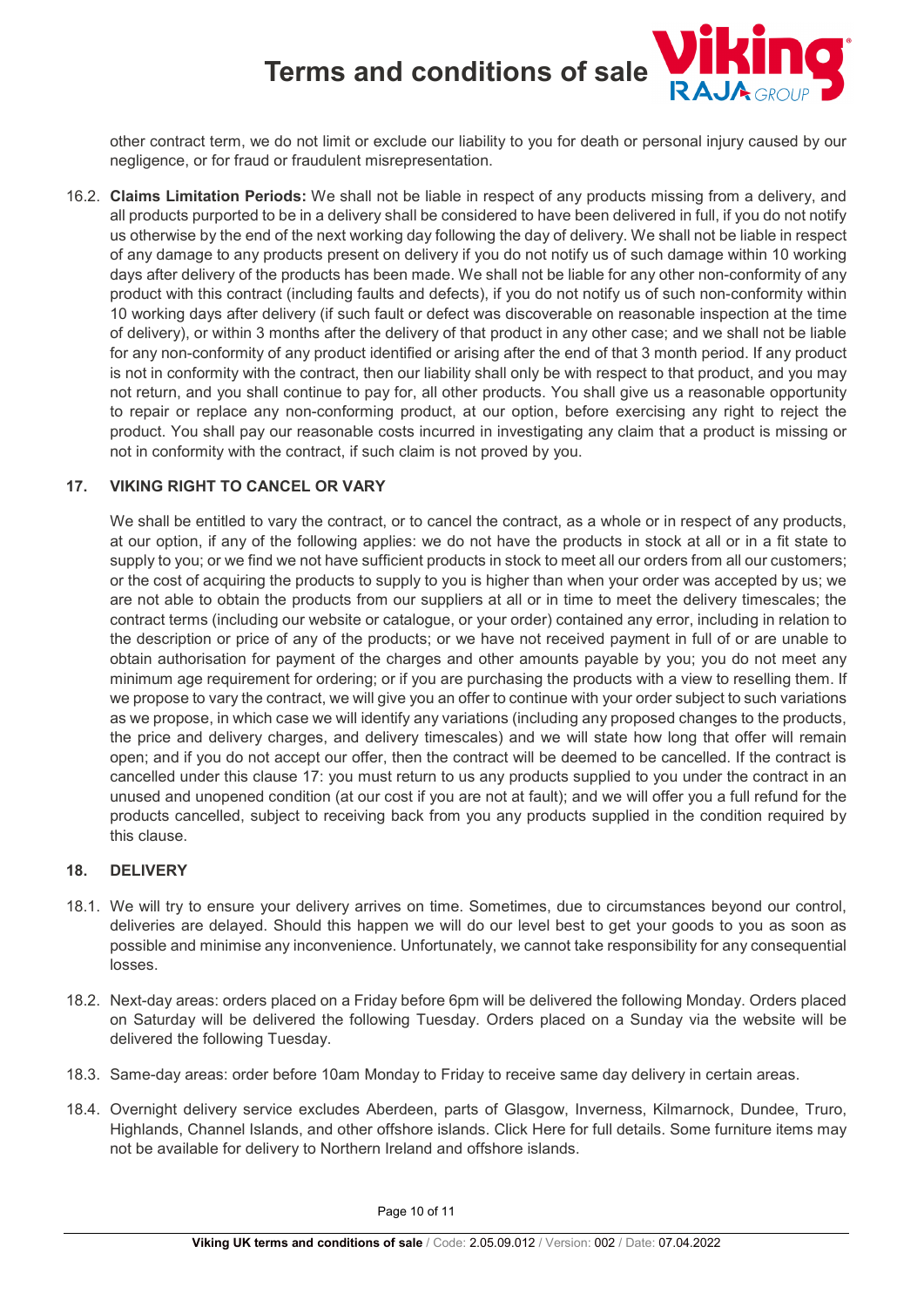other contract term, we do not limit or exclude our liability to you for death or personal injury caused by our negligence, or for fraud or fraudulent misrepresentation.

16.2. **Claims Limitation Periods:** We shall not be liable in respect of any products missing from a delivery, and all products purported to be in a delivery shall be considered to have been delivered in full, if you do not notify us otherwise by the end of the next working day following the day of delivery. We shall not be liable in respect of any damage to any products present on delivery if you do not notify us of such damage within 10 working days after delivery of the products has been made. We shall not be liable for any other non-conformity of any product with this contract (including faults and defects), if you do not notify us of such non-conformity within 10 working days after delivery (if such fault or defect was discoverable on reasonable inspection at the time of delivery), or within 3 months after the delivery of that product in any other case; and we shall not be liable for any non-conformity of any product identified or arising after the end of that 3 month period. If any product is not in conformity with the contract, then our liability shall only be with respect to that product, and you may not return, and you shall continue to pay for, all other products. You shall give us a reasonable opportunity to repair or replace any non-conforming product, at our option, before exercising any right to reject the product. You shall pay our reasonable costs incurred in investigating any claim that a product is missing or not in conformity with the contract, if such claim is not proved by you.

## 17. VIKING RIGHT TO CANCEL OR VARY

We shall be entitled to vary the contract, or to cancel the contract, as a whole or in respect of any products, at our option, if any of the following applies: we do not have the products in stock at all or in a fit state to supply to you; or we find we not have sufficient products in stock to meet all our orders from all our customers; or the cost of acquiring the products to supply to you is higher than when your order was accepted by us; we are not able to obtain the products from our suppliers at all or in time to meet the delivery timescales; the contract terms (including our website or catalogue, or your order) contained any error, including in relation to the description or price of any of the products; or we have not received payment in full of or are unable to obtain authorisation for payment of the charges and other amounts payable by you; you do not meet any minimum age requirement for ordering; or if you are purchasing the products with a view to reselling them. If we propose to vary the contract, we will give you an offer to continue with your order subject to such variations as we propose, in which case we will identify any variations (including any proposed changes to the products, the price and delivery charges, and delivery timescales) and we will state how long that offer will remain open; and if you do not accept our offer, then the contract will be deemed to be cancelled. If the contract is cancelled under this clause 17: you must return to us any products supplied to you under the contract in an unused and unopened condition (at our cost if you are not at fault); and we will offer you a full refund for the products cancelled, subject to receiving back from you any products supplied in the condition required by this clause.

## 18. DELIVERY

18.1. We will try to ensure your delivery arrives on time. Sometimes, due to circumstances beyond our control, deliveries are delayed. Should this happen we will do our level best to get your goods to you as soon as possible and minimise any inconvenience. Unfortunately, we cannot take responsibility for any consequential losses.

18.2. Next-day areas: orders placed on a Friday before 6pm will be delivered the following Monday. Orders placed on Saturday will be delivered the following Tuesday. Orders placed on a Sunday via the website will be delivered the following Tuesday.

18.3. Same-day areas: order before 10am Monday to Friday to receive same day delivery in certain areas.

18.4. Overnight delivery service excludes Aberdeen, parts of Glasgow, Inverness, Kilmarnock, Dundee, Truro, Highlands, Channel Islands, and other offshore islands. Click Here for full details. Some furniture items may not be available for delivery to Northern Ireland and offshore islands.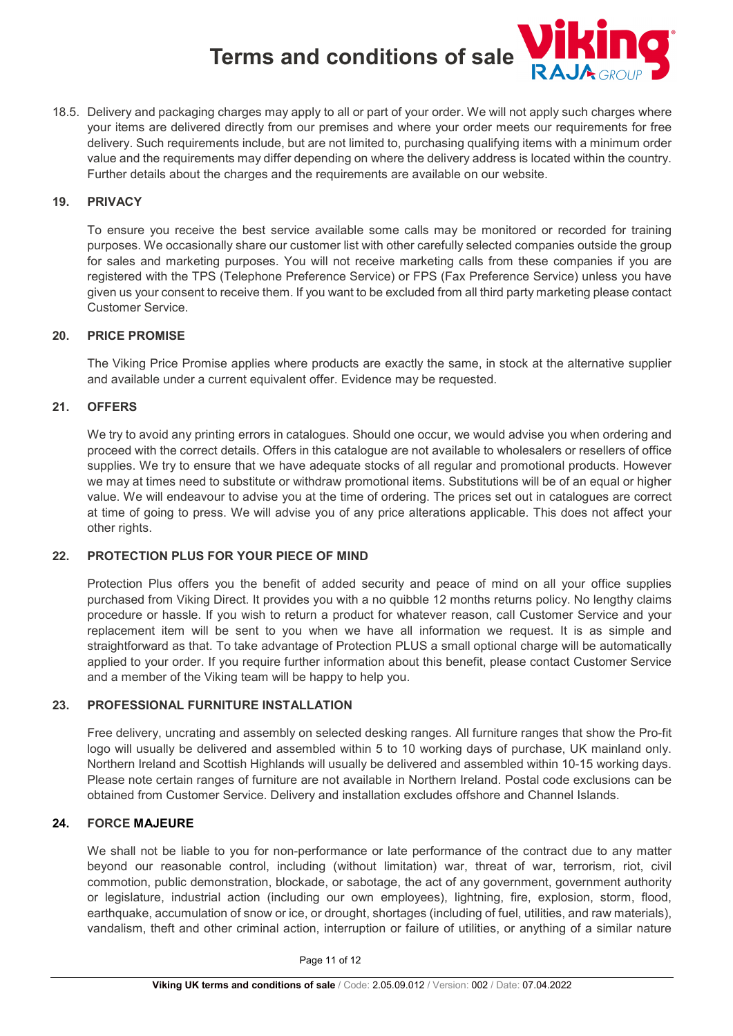18.5. Delivery and packaging charges may apply to all or part of your order. We will not apply such charges where your items are delivered directly from our premises and where your order meets our requirements for free delivery. Such requirements include, but are not limited to, purchasing qualifying items with a minimum order value and the requirements may differ depending on where the delivery address is located within the country. Further details about the charges and the requirements are available on our website.

## 19. PRIVACY

To ensure you receive the best service available some calls may be monitored or recorded for training purposes. We occasionally share our customer list with other carefully selected companies outside the group for sales and marketing purposes. You will not receive marketing calls from these companies if you are registered with the TPS (Telephone Preference Service) or FPS (Fax Preference Service) unless you have given us your consent to receive them. If you want to be excluded from all third party marketing please contact Customer Service.

## 20. PRICE PROMISE

The Viking Price Promise applies where products are exactly the same, in stock at the alternative supplier and available under a current equivalent offer. Evidence may be requested.

## 21. OFFERS

We try to avoid any printing errors in catalogues. Should one occur, we would advise you when ordering and proceed with the correct details. Offers in this catalogue are not available to wholesalers or resellers of office supplies. We try to ensure that we have adequate stocks of all regular and promotional products. However we may at times need to substitute or withdraw promotional items. Substitutions will be of an equal or higher value. We will endeavour to advise you at the time of ordering. The prices set out in catalogues are correct at time of going to press. We will advise you of any price alterations applicable. This does not affect your other rights.

## 22. PROTECTION PLUS FOR YOUR PIECE OF MIND

Protection Plus offers you the benefit of added security and peace of mind on all your office supplies purchased from Viking Direct. It provides you with a no quibble 12 months returns policy. No lengthy claims procedure or hassle. If you wish to return a product for whatever reason, call Customer Service and your replacement item will be sent to you when we have all information we request. It is as simple and straightforward as that. To take advantage of Protection PLUS a small optional charge will be automatically applied to your order. If you require further information about this benefit, please contact Customer Service and a member of the Viking team will be happy to help you.

## 23. PROFESSIONAL FURNITURE INSTALLATION

Free delivery, uncrating and assembly on selected desking ranges. All furniture ranges that show the Pro-fit logo will usually be delivered and assembled within 5 to 10 working days of purchase, UK mainland only. Northern Ireland and Scottish Highlands will usually be delivered and assembled within 10-15 working days. Please note certain ranges of furniture are not available in Northern Ireland. Postal code exclusions can be obtained from Customer Service. Delivery and installation excludes offshore and Channel Islands.

## 24. FORCE MAJEURE

We shall not be liable to you for non-performance or late performance of the contract due to any matter beyond our reasonable control, including (without limitation) war, threat of war, terrorism, riot, civil commotion, public demonstration, blockade, or sabotage, the act of any government, government authority or legislature, industrial action (including our own employees), lightning, fire, explosion, storm, flood, earthquake, accumulation of snow or ice, or drought, shortages (including of fuel, utilities, and raw materials), vandalism, theft and other criminal action, interruption or failure of utilities, or anything of a similar nature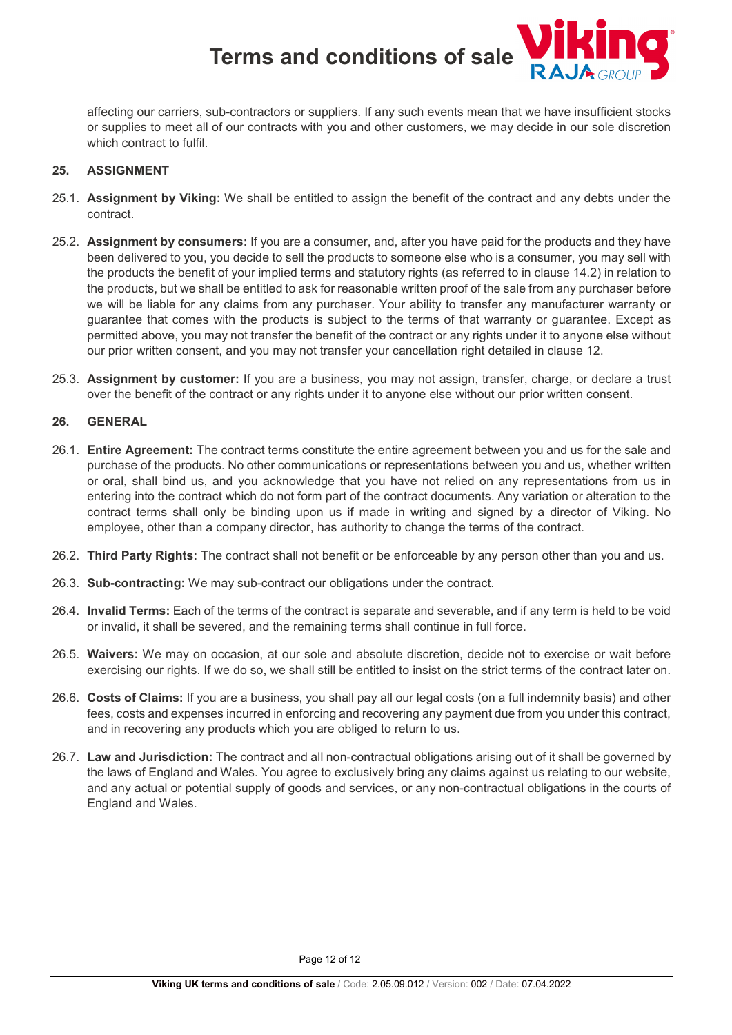affecting our carriers, sub-contractors or suppliers. If any such events mean that we have insufficient stocks or supplies to meet all of our contracts with you and other customers, we may decide in our sole discretion which contract to fulfil.

## 25. ASSIGNMENT

25.1. **Assignment by Viking:** We shall be entitled to assign the benefit of the contract and any debts under the contract.

25.2. **Assignment by consumers:** If you are a consumer, and, after you have paid for the products and they have been delivered to you, you decide to sell the products to someone else who is a consumer, you may sell with the products the benefit of your implied terms and statutory rights (as referred to in clause 14.2) in relation to the products, but we shall be entitled to ask for reasonable written proof of the sale from any purchaser before we will be liable for any claims from any purchaser. Your ability to transfer any manufacturer warranty or guarantee that comes with the products is subject to the terms of that warranty or guarantee. Except as permitted above, you may not transfer the benefit of the contract or any rights under it to anyone else without our prior written consent, and you may not transfer your cancellation right detailed in clause 12.

25.3. **Assignment by customer:** If you are a business, you may not assign, transfer, charge, or declare a trust over the benefit of the contract or any rights under it to anyone else without our prior written consent.

## 26. GENERAL

26.1. **Entire Agreement:** The contract terms constitute the entire agreement between you and us for the sale and purchase of the products. No other communications or representations between you and us, whether written or oral, shall bind us, and you acknowledge that you have not relied on any representations from us in entering into the contract which do not form part of the contract documents. Any variation or alteration to the contract terms shall only be binding upon us if made in writing and signed by a director of Viking. No employee, other than a company director, has authority to change the terms of the contract.

26.2. **Third Party Rights:** The contract shall not benefit or be enforceable by any person other than you and us.

26.3. **Sub-contracting:** We may sub-contract our obligations under the contract.

26.4. **Invalid Terms:** Each of the terms of the contract is separate and severable, and if any term is held to be void or invalid, it shall be severed, and the remaining terms shall continue in full force.

26.5. **Waivers:** We may on occasion, at our sole and absolute discretion, decide not to exercise or wait before exercising our rights. If we do so, we shall still be entitled to insist on the strict terms of the contract later on.

26.6. **Costs of Claims:** If you are a business, you shall pay all our legal costs (on a full indemnity basis) and other fees, costs and expenses incurred in enforcing and recovering any payment due from you under this contract, and in recovering any products which you are obliged to return to us.

26.7. **Law and Jurisdiction:** The contract and all non-contractual obligations arising out of it shall be governed by the laws of England and Wales. You agree to exclusively bring any claims against us relating to our website, and any actual or potential supply of goods and services, or any non-contractual obligations in the courts of England and Wales.